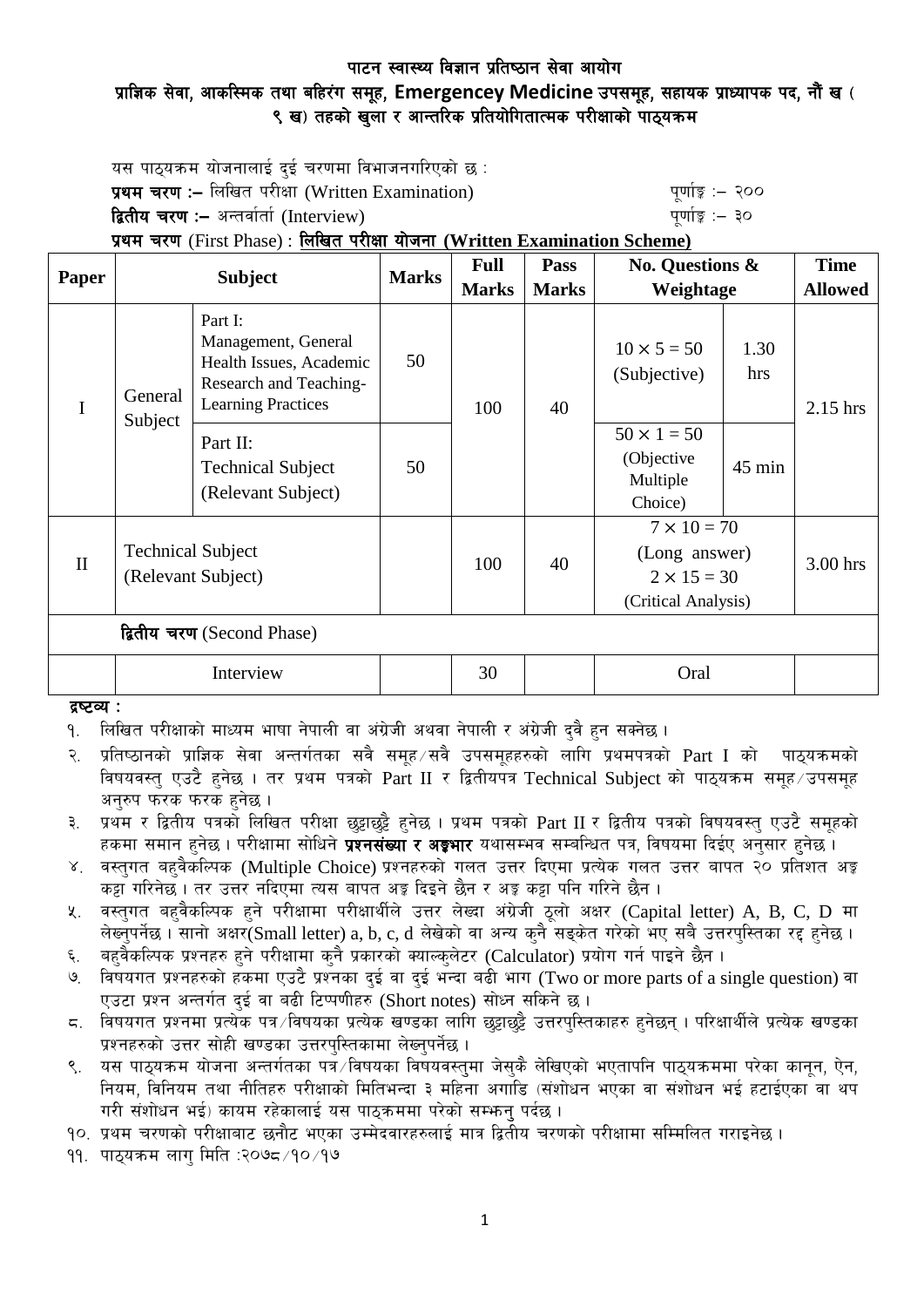# पाटन स्वास्थ्य विज्ञान प्रतिष्ठान सेवा आयोग

## प्राज्ञिक सेवा, आकस्मिक तथा बहिरंग समूह, Emergencey Medicine उपसमूह, सहायक प्राध्यापक पद, नौं ख (९ ख) तहको खुला र आन्तरिक प्रतियोगितात्मक परीक्षाको पाठ्यक्रम

यस पाठ्यक्रम योजनालाई दुई चरणमा विभाजनगरिएको छ :

**प्रथम चरण :–** लिखित परीक्षा (Written Examination) पूर्णाङ्क :– २००

**द्वितीय चरण :–** अन्तर्वार्ता (Interview) पूर्णाङ्क :– ३०

**प्रथम चरण** (First Phase) : **लिखित परीक्षा योजना (Written Examination Scheme)**

| Paper | Subject | | Marks | Full Marks | Pass Marks | No. Questions & Weightage | | Time Allowed |
|---|---|---|---|---|---|---|---|---|
| I | General Subject | Part I: Management, General Health Issues, Academic Research and Teaching-Learning Practices | 50 | 100 | 40 | 10 × 5 = 50 (Subjective) | 1.30 hrs | 2.15 hrs |
| | | Part II: Technical Subject (Relevant Subject) | 50 | | | 50 × 1 = 50 (Objective Multiple Choice) | 45 min | |
| II | Technical Subject (Relevant Subject) | | | 100 | 40 | 7 × 10 = 70 (Long answer) 2 × 15 = 30 (Critical Analysis) | | 3.00 hrs |
| | **द्वितीय चरण** (Second Phase) | | | | | | | |
| | Interview | | | 30 | | Oral | | |

**द्रष्टव्य :**

१. लिखित परीक्षाको माध्यम भाषा नेपाली वा अंग्रेजी अथवा नेपाली र अंग्रेजी दुवै हुन सक्नेछ ।

२. प्रतिष्ठानको प्राज्ञिक सेवा अन्तर्गतका सवै समूह/सवै उपसमूहहरुको लागि प्रथमपत्रको Part I को पाठ्यक्रमको विषयवस्तु एउटै हुनेछ । तर प्रथम पत्रको Part II र द्वितीयपत्र Technical Subject को पाठ्यक्रम समूह/उपसमूह अनुरुप फरक फरक हुनेछ ।

३. प्रथम र द्वितीय पत्रको लिखित परीक्षा छुट्टाछुट्टै हुनेछ । प्रथम पत्रको Part II र द्वितीय पत्रको विषयवस्तु एउटै समूहको हकमा समान हुनेछ । परीक्षामा सोधिने **प्रश्नसंख्या र अङ्कभार** यथासम्भव सम्बन्धित पत्र, विषयमा दिईए अनुसार हुनेछ ।

४. वस्तुगत बहुवैकल्पिक (Multiple Choice) प्रश्नहरुको गलत उत्तर दिएमा प्रत्येक गलत उत्तर बापत २० प्रतिशत अङ्क कट्टा गरिनेछ । तर उत्तर नदिएमा त्यस बापत अङ्क दिइने छैन र अङ्क कट्टा पनि गरिने छैन ।

५. वस्तुगत बहुवैकल्पिक हुने परीक्षामा परीक्षार्थीले उत्तर लेख्दा अंग्रेजी ठूलो अक्षर (Capital letter) A, B, C, D मा लेख्नुपर्नेछ । सानो अक्षर(Small letter) a, b, c, d लेखेको वा अन्य कुनै सङ्केत गरेको भए सबै उत्तरपुस्तिका रद्द हुनेछ ।

६. बहुवैकल्पिक प्रश्नहरु हुने परीक्षामा कुनै प्रकारको क्याल्कुलेटर (Calculator) प्रयोग गर्न पाइने छैन ।

७. विषयगत प्रश्नहरुको हकमा एउटै प्रश्नका दुई वा दुई भन्दा बढी भाग (Two or more parts of a single question) वा एउटा प्रश्न अन्तर्गत दुई वा बढी टिप्पणीहरु (Short notes) सोध्न सकिने छ ।

८. विषयगत प्रश्नमा प्रत्येक पत्र/विषयका प्रत्येक खण्डका लागि छुट्टाछुट्टै उत्तरपुस्तिकाहरु हुनेछन् । परिक्षार्थीले प्रत्येक खण्डका प्रश्नहरुको उत्तर सोही खण्डका उत्तरपुस्तिकामा लेख्नुपर्नेछ ।

९. यस पाठ्यक्रम योजना अन्तर्गतका पत्र/विषयका विषयवस्तुमा जेसुकै लेखिएको भएतापनि पाठ्यक्रममा परेका कानून, ऐन, नियम, विनियम तथा नीतिहरु परीक्षाको मितिभन्दा ३ महिना अगाडि (संशोधन भएका वा संशोधन भई हटाईएका वा थप गरी संशोधन भई) कायम रहेकालाई यस पाठ्कममा परेको सम्झनु पर्दछ ।

१०. प्रथम चरणको परीक्षाबाट छनौट भएका उम्मेदवारहरुलाई मात्र द्वितीय चरणको परीक्षामा सम्मिलित गराइनेछ ।

११. पाठ्यक्रम लागु मिति :२०७८/१०/१७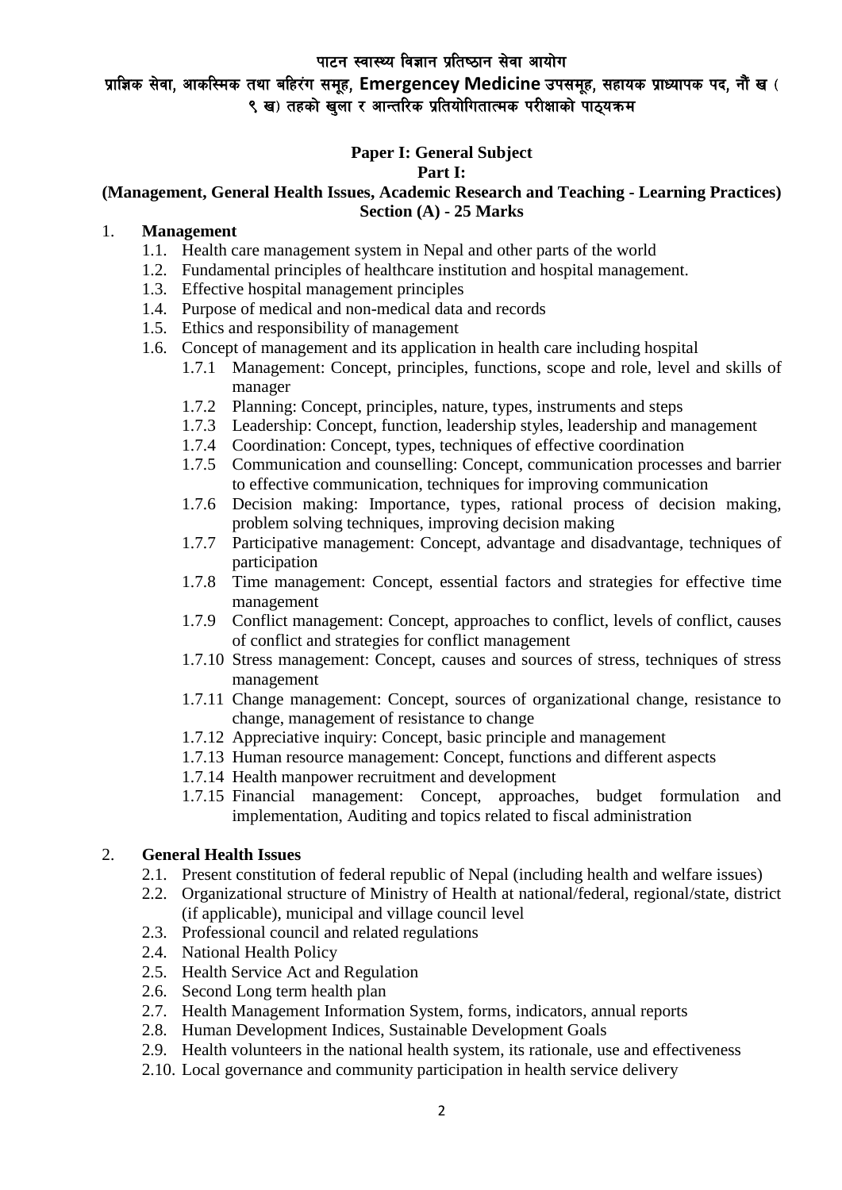पाटन स्वास्थ्य विज्ञान प्रतिष्ठान सेवा आयोग

प्राज्ञिक सेवा, आकस्मिक तथा बहिरंग समूह, Emergencey Medicine उपसमूह, सहायक प्राध्यापक पद, नौं ख ( ९ ख) तहको खुला र आन्तरिक प्रतियोगितात्मक परीक्षाको पाठ्यक्रम

## Paper I: General Subject

### Part I:

### (Management, General Health Issues, Academic Research and Teaching - Learning Practices)

### Section (A) - 25 Marks

1. **Management**
   - 1.1. Health care management system in Nepal and other parts of the world
   - 1.2. Fundamental principles of healthcare institution and hospital management.
   - 1.3. Effective hospital management principles
   - 1.4. Purpose of medical and non-medical data and records
   - 1.5. Ethics and responsibility of management
   - 1.6. Concept of management and its application in health care including hospital
     - 1.7.1 Management: Concept, principles, functions, scope and role, level and skills of manager
     - 1.7.2 Planning: Concept, principles, nature, types, instruments and steps
     - 1.7.3 Leadership: Concept, function, leadership styles, leadership and management
     - 1.7.4 Coordination: Concept, types, techniques of effective coordination
     - 1.7.5 Communication and counselling: Concept, communication processes and barrier to effective communication, techniques for improving communication
     - 1.7.6 Decision making: Importance, types, rational process of decision making, problem solving techniques, improving decision making
     - 1.7.7 Participative management: Concept, advantage and disadvantage, techniques of participation
     - 1.7.8 Time management: Concept, essential factors and strategies for effective time management
     - 1.7.9 Conflict management: Concept, approaches to conflict, levels of conflict, causes of conflict and strategies for conflict management
     - 1.7.10 Stress management: Concept, causes and sources of stress, techniques of stress management
     - 1.7.11 Change management: Concept, sources of organizational change, resistance to change, management of resistance to change
     - 1.7.12 Appreciative inquiry: Concept, basic principle and management
     - 1.7.13 Human resource management: Concept, functions and different aspects
     - 1.7.14 Health manpower recruitment and development
     - 1.7.15 Financial management: Concept, approaches, budget formulation and implementation, Auditing and topics related to fiscal administration

2. **General Health Issues**
   - 2.1. Present constitution of federal republic of Nepal (including health and welfare issues)
   - 2.2. Organizational structure of Ministry of Health at national/federal, regional/state, district (if applicable), municipal and village council level
   - 2.3. Professional council and related regulations
   - 2.4. National Health Policy
   - 2.5. Health Service Act and Regulation
   - 2.6. Second Long term health plan
   - 2.7. Health Management Information System, forms, indicators, annual reports
   - 2.8. Human Development Indices, Sustainable Development Goals
   - 2.9. Health volunteers in the national health system, its rationale, use and effectiveness
   - 2.10. Local governance and community participation in health service delivery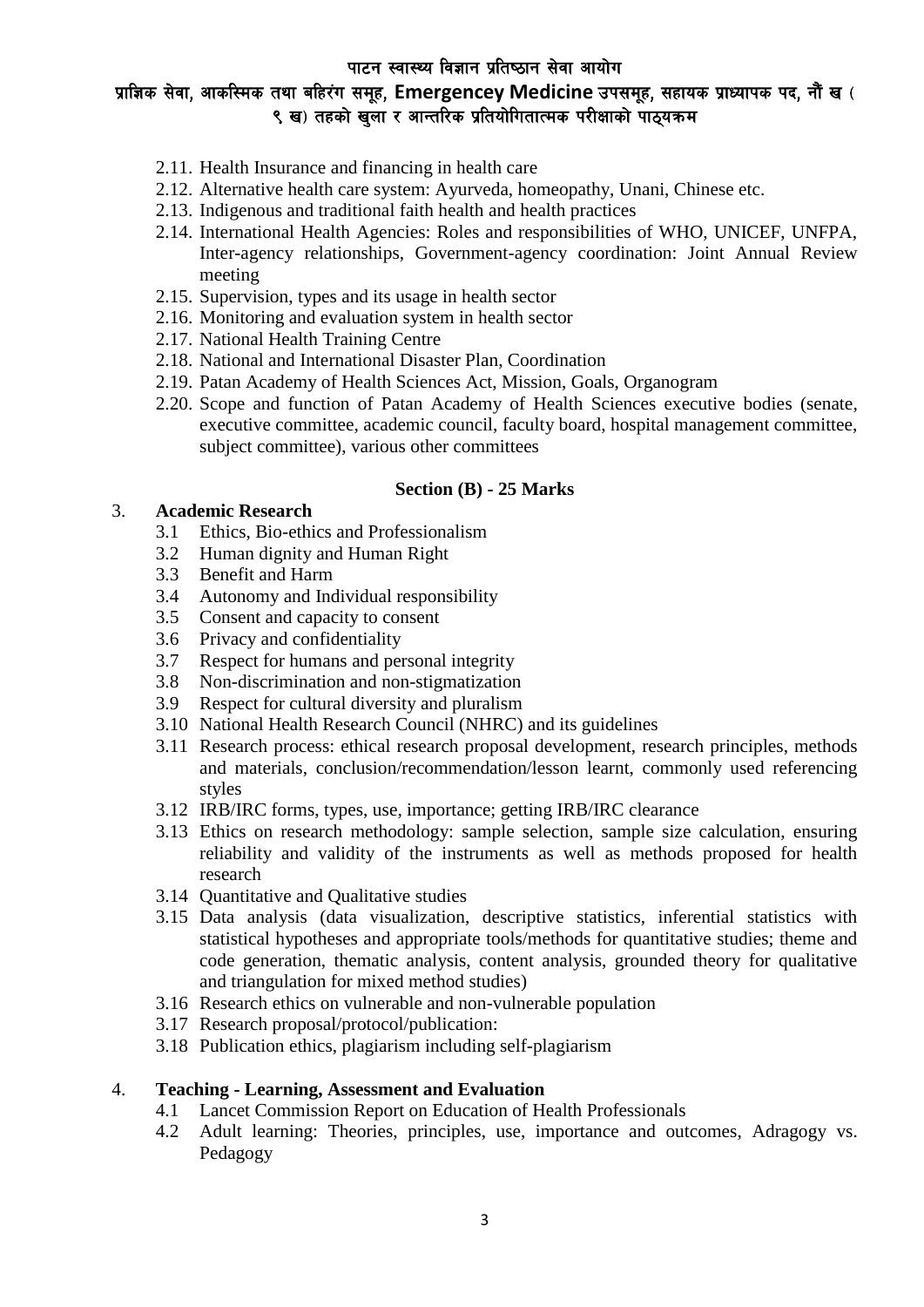2.11. Health Insurance and financing in health care
2.12. Alternative health care system: Ayurveda, homeopathy, Unani, Chinese etc.
2.13. Indigenous and traditional faith health and health practices
2.14. International Health Agencies: Roles and responsibilities of WHO, UNICEF, UNFPA, Inter-agency relationships, Government-agency coordination: Joint Annual Review meeting
2.15. Supervision, types and its usage in health sector
2.16. Monitoring and evaluation system in health sector
2.17. National Health Training Centre
2.18. National and International Disaster Plan, Coordination
2.19. Patan Academy of Health Sciences Act, Mission, Goals, Organogram
2.20. Scope and function of Patan Academy of Health Sciences executive bodies (senate, executive committee, academic council, faculty board, hospital management committee, subject committee), various other committees

**Section (B) - 25 Marks**

3. **Academic Research**
   - 3.1 Ethics, Bio-ethics and Professionalism
   - 3.2 Human dignity and Human Right
   - 3.3 Benefit and Harm
   - 3.4 Autonomy and Individual responsibility
   - 3.5 Consent and capacity to consent
   - 3.6 Privacy and confidentiality
   - 3.7 Respect for humans and personal integrity
   - 3.8 Non-discrimination and non-stigmatization
   - 3.9 Respect for cultural diversity and pluralism
   - 3.10 National Health Research Council (NHRC) and its guidelines
   - 3.11 Research process: ethical research proposal development, research principles, methods and materials, conclusion/recommendation/lesson learnt, commonly used referencing styles
   - 3.12 IRB/IRC forms, types, use, importance; getting IRB/IRC clearance
   - 3.13 Ethics on research methodology: sample selection, sample size calculation, ensuring reliability and validity of the instruments as well as methods proposed for health research
   - 3.14 Quantitative and Qualitative studies
   - 3.15 Data analysis (data visualization, descriptive statistics, inferential statistics with statistical hypotheses and appropriate tools/methods for quantitative studies; theme and code generation, thematic analysis, content analysis, grounded theory for qualitative and triangulation for mixed method studies)
   - 3.16 Research ethics on vulnerable and non-vulnerable population
   - 3.17 Research proposal/protocol/publication:
   - 3.18 Publication ethics, plagiarism including self-plagiarism

4. **Teaching - Learning, Assessment and Evaluation**
   - 4.1 Lancet Commission Report on Education of Health Professionals
   - 4.2 Adult learning: Theories, principles, use, importance and outcomes, Adragogy vs. Pedagogy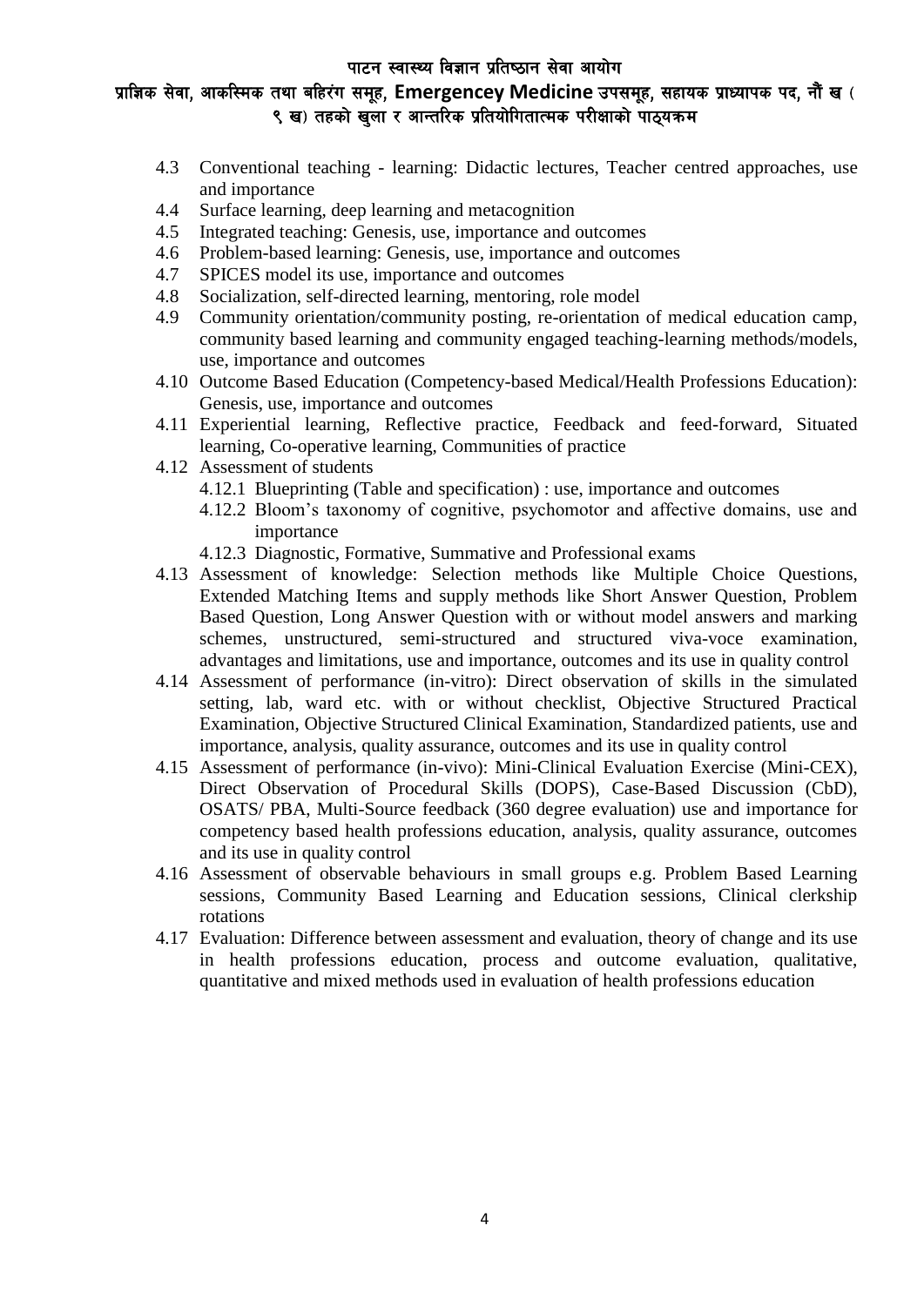- 4.3 Conventional teaching - learning: Didactic lectures, Teacher centred approaches, use and importance
- 4.4 Surface learning, deep learning and metacognition
- 4.5 Integrated teaching: Genesis, use, importance and outcomes
- 4.6 Problem-based learning: Genesis, use, importance and outcomes
- 4.7 SPICES model its use, importance and outcomes
- 4.8 Socialization, self-directed learning, mentoring, role model
- 4.9 Community orientation/community posting, re-orientation of medical education camp, community based learning and community engaged teaching-learning methods/models, use, importance and outcomes
- 4.10 Outcome Based Education (Competency-based Medical/Health Professions Education): Genesis, use, importance and outcomes
- 4.11 Experiential learning, Reflective practice, Feedback and feed-forward, Situated learning, Co-operative learning, Communities of practice
- 4.12 Assessment of students
  - 4.12.1 Blueprinting (Table and specification) : use, importance and outcomes
  - 4.12.2 Bloom's taxonomy of cognitive, psychomotor and affective domains, use and importance
  - 4.12.3 Diagnostic, Formative, Summative and Professional exams
- 4.13 Assessment of knowledge: Selection methods like Multiple Choice Questions, Extended Matching Items and supply methods like Short Answer Question, Problem Based Question, Long Answer Question with or without model answers and marking schemes, unstructured, semi-structured and structured viva-voce examination, advantages and limitations, use and importance, outcomes and its use in quality control
- 4.14 Assessment of performance (in-vitro): Direct observation of skills in the simulated setting, lab, ward etc. with or without checklist, Objective Structured Practical Examination, Objective Structured Clinical Examination, Standardized patients, use and importance, analysis, quality assurance, outcomes and its use in quality control
- 4.15 Assessment of performance (in-vivo): Mini-Clinical Evaluation Exercise (Mini-CEX), Direct Observation of Procedural Skills (DOPS), Case-Based Discussion (CbD), OSATS/ PBA, Multi-Source feedback (360 degree evaluation) use and importance for competency based health professions education, analysis, quality assurance, outcomes and its use in quality control
- 4.16 Assessment of observable behaviours in small groups e.g. Problem Based Learning sessions, Community Based Learning and Education sessions, Clinical clerkship rotations
- 4.17 Evaluation: Difference between assessment and evaluation, theory of change and its use in health professions education, process and outcome evaluation, qualitative, quantitative and mixed methods used in evaluation of health professions education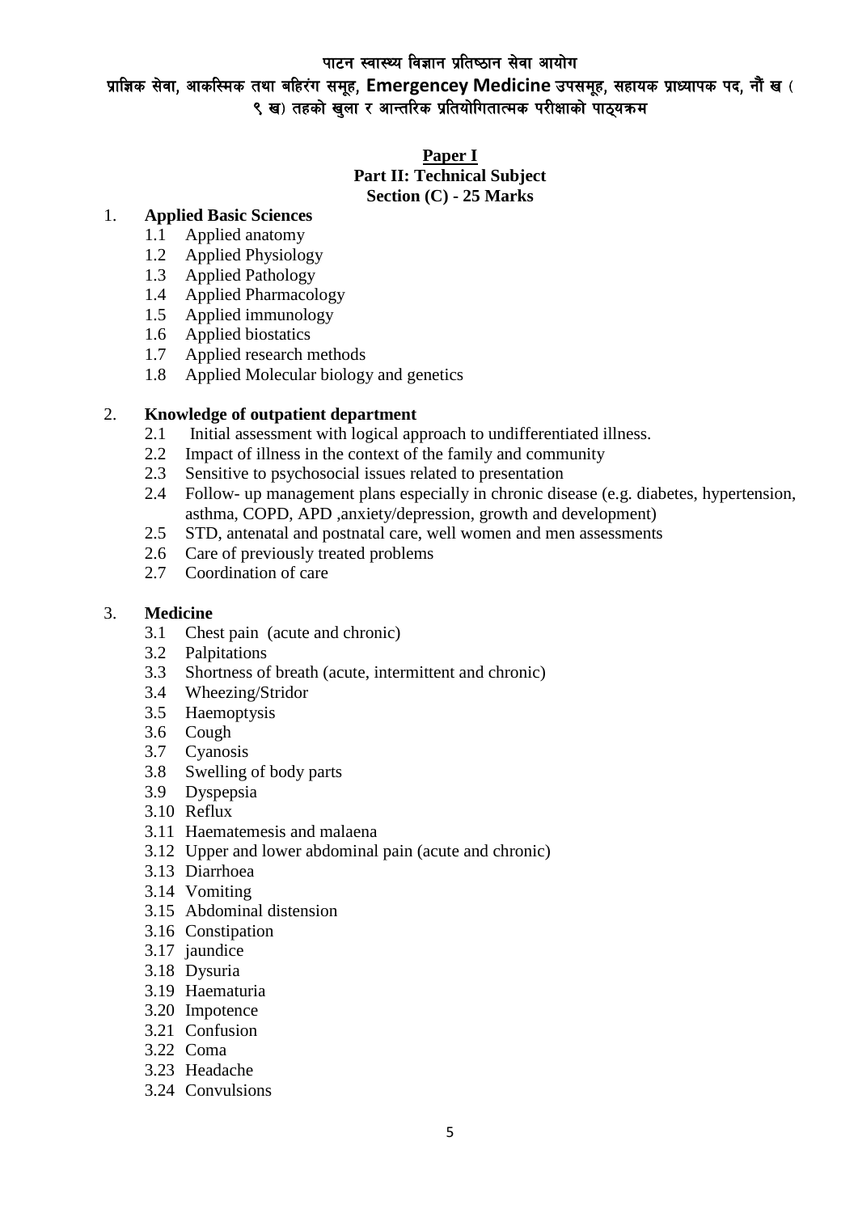पाटन स्वास्थ्य विज्ञान प्रतिष्ठान सेवा आयोग

प्राज्ञिक सेवा, आकस्मिक तथा बहिरंग समूह, Emergencey Medicine उपसमूह, सहायक प्राध्यापक पद, नौं ख (९ ख) तहको खुला र आन्तरिक प्रतियोगितात्मक परीक्षाको पाठ्यक्रम

**Paper I**

**Part II: Technical Subject**

**Section (C) - 25 Marks**

1. **Applied Basic Sciences**
   - 1.1 Applied anatomy
   - 1.2 Applied Physiology
   - 1.3 Applied Pathology
   - 1.4 Applied Pharmacology
   - 1.5 Applied immunology
   - 1.6 Applied biostatics
   - 1.7 Applied research methods
   - 1.8 Applied Molecular biology and genetics

2. **Knowledge of outpatient department**
   - 2.1 Initial assessment with logical approach to undifferentiated illness.
   - 2.2 Impact of illness in the context of the family and community
   - 2.3 Sensitive to psychosocial issues related to presentation
   - 2.4 Follow- up management plans especially in chronic disease (e.g. diabetes, hypertension, asthma, COPD, APD ,anxiety/depression, growth and development)
   - 2.5 STD, antenatal and postnatal care, well women and men assessments
   - 2.6 Care of previously treated problems
   - 2.7 Coordination of care

3. **Medicine**
   - 3.1 Chest pain (acute and chronic)
   - 3.2 Palpitations
   - 3.3 Shortness of breath (acute, intermittent and chronic)
   - 3.4 Wheezing/Stridor
   - 3.5 Haemoptysis
   - 3.6 Cough
   - 3.7 Cyanosis
   - 3.8 Swelling of body parts
   - 3.9 Dyspepsia
   - 3.10 Reflux
   - 3.11 Haematemesis and malaena
   - 3.12 Upper and lower abdominal pain (acute and chronic)
   - 3.13 Diarrhoea
   - 3.14 Vomiting
   - 3.15 Abdominal distension
   - 3.16 Constipation
   - 3.17 jaundice
   - 3.18 Dysuria
   - 3.19 Haematuria
   - 3.20 Impotence
   - 3.21 Confusion
   - 3.22 Coma
   - 3.23 Headache
   - 3.24 Convulsions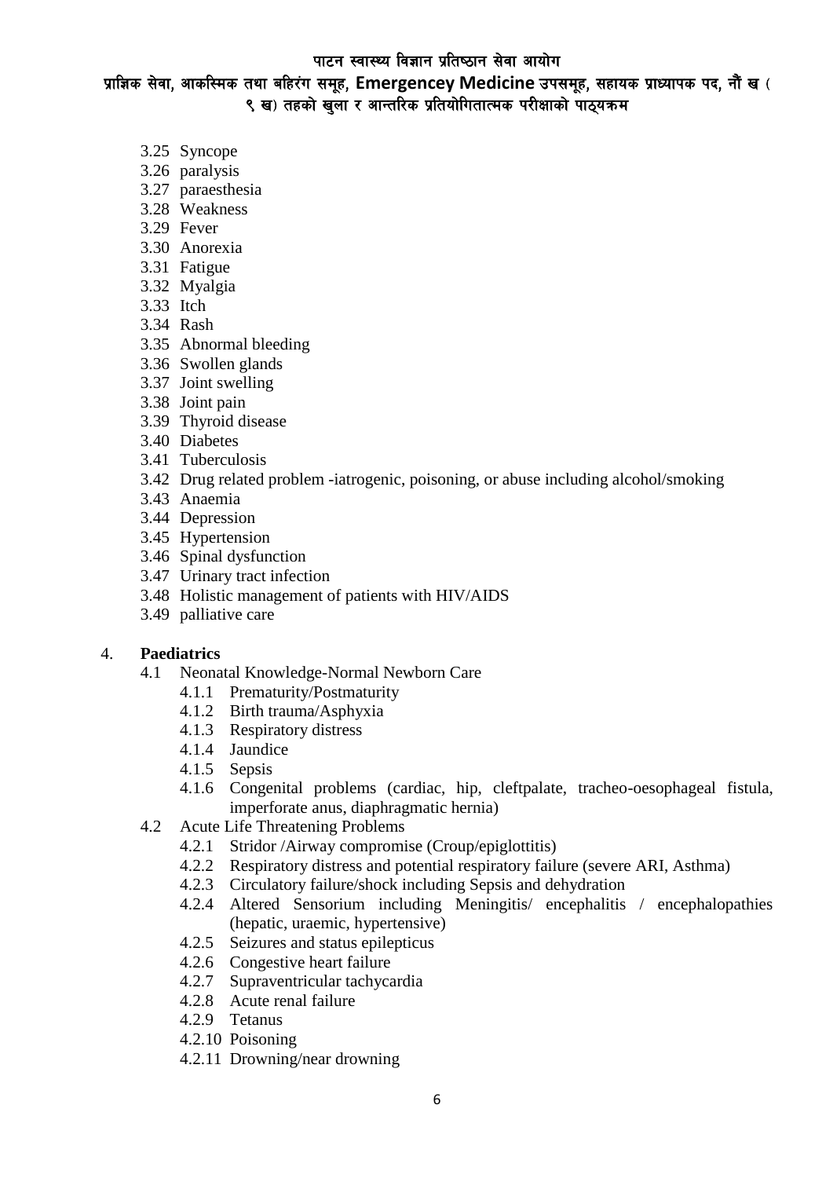- 3.25 Syncope
- 3.26 paralysis
- 3.27 paraesthesia
- 3.28 Weakness
- 3.29 Fever
- 3.30 Anorexia
- 3.31 Fatigue
- 3.32 Myalgia
- 3.33 Itch
- 3.34 Rash
- 3.35 Abnormal bleeding
- 3.36 Swollen glands
- 3.37 Joint swelling
- 3.38 Joint pain
- 3.39 Thyroid disease
- 3.40 Diabetes
- 3.41 Tuberculosis
- 3.42 Drug related problem -iatrogenic, poisoning, or abuse including alcohol/smoking
- 3.43 Anaemia
- 3.44 Depression
- 3.45 Hypertension
- 3.46 Spinal dysfunction
- 3.47 Urinary tract infection
- 3.48 Holistic management of patients with HIV/AIDS
- 3.49 palliative care

4. **Paediatrics**
   - 4.1 Neonatal Knowledge-Normal Newborn Care
     - 4.1.1 Prematurity/Postmaturity
     - 4.1.2 Birth trauma/Asphyxia
     - 4.1.3 Respiratory distress
     - 4.1.4 Jaundice
     - 4.1.5 Sepsis
     - 4.1.6 Congenital problems (cardiac, hip, cleftpalate, tracheo-oesophageal fistula, imperforate anus, diaphragmatic hernia)
   - 4.2 Acute Life Threatening Problems
     - 4.2.1 Stridor /Airway compromise (Croup/epiglottitis)
     - 4.2.2 Respiratory distress and potential respiratory failure (severe ARI, Asthma)
     - 4.2.3 Circulatory failure/shock including Sepsis and dehydration
     - 4.2.4 Altered Sensorium including Meningitis/ encephalitis / encephalopathies (hepatic, uraemic, hypertensive)
     - 4.2.5 Seizures and status epilepticus
     - 4.2.6 Congestive heart failure
     - 4.2.7 Supraventricular tachycardia
     - 4.2.8 Acute renal failure
     - 4.2.9 Tetanus
     - 4.2.10 Poisoning
     - 4.2.11 Drowning/near drowning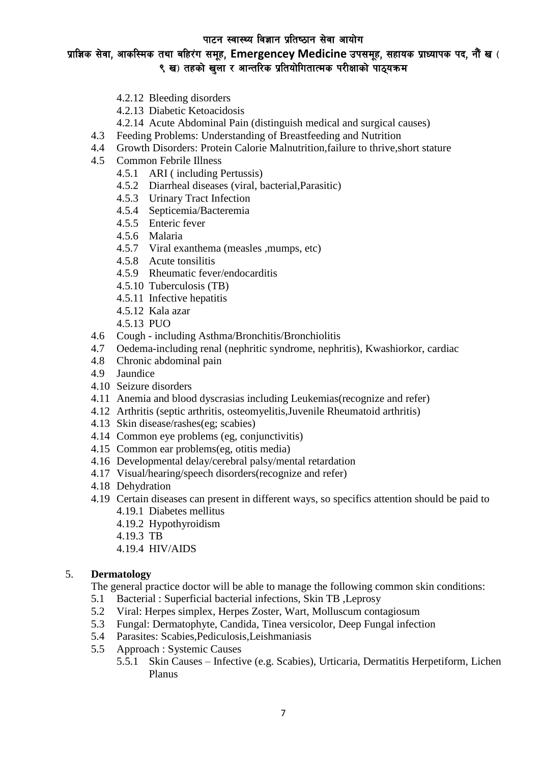- 4.2.12 Bleeding disorders
- 4.2.13 Diabetic Ketoacidosis
- 4.2.14 Acute Abdominal Pain (distinguish medical and surgical causes)

4.3 Feeding Problems: Understanding of Breastfeeding and Nutrition

4.4 Growth Disorders: Protein Calorie Malnutrition,failure to thrive,short stature

4.5 Common Febrile Illness
- 4.5.1 ARI ( including Pertussis)
- 4.5.2 Diarrheal diseases (viral, bacterial,Parasitic)
- 4.5.3 Urinary Tract Infection
- 4.5.4 Septicemia/Bacteremia
- 4.5.5 Enteric fever
- 4.5.6 Malaria
- 4.5.7 Viral exanthema (measles ,mumps, etc)
- 4.5.8 Acute tonsilitis
- 4.5.9 Rheumatic fever/endocarditis
- 4.5.10 Tuberculosis (TB)
- 4.5.11 Infective hepatitis
- 4.5.12 Kala azar
- 4.5.13 PUO

4.6 Cough - including Asthma/Bronchitis/Bronchiolitis

4.7 Oedema-including renal (nephritic syndrome, nephritis), Kwashiorkor, cardiac

4.8 Chronic abdominal pain

4.9 Jaundice

4.10 Seizure disorders

4.11 Anemia and blood dyscrasias including Leukemias(recognize and refer)

4.12 Arthritis (septic arthritis, osteomyelitis,Juvenile Rheumatoid arthritis)

4.13 Skin disease/rashes(eg; scabies)

4.14 Common eye problems (eg, conjunctivitis)

4.15 Common ear problems(eg, otitis media)

4.16 Developmental delay/cerebral palsy/mental retardation

4.17 Visual/hearing/speech disorders(recognize and refer)

4.18 Dehydration

4.19 Certain diseases can present in different ways, so specifics attention should be paid to
- 4.19.1 Diabetes mellitus
- 4.19.2 Hypothyroidism
- 4.19.3 TB
- 4.19.4 HIV/AIDS

## 5. Dermatology

The general practice doctor will be able to manage the following common skin conditions:

5.1 Bacterial : Superficial bacterial infections, Skin TB ,Leprosy

5.2 Viral: Herpes simplex, Herpes Zoster, Wart, Molluscum contagiosum

5.3 Fungal: Dermatophyte, Candida, Tinea versicolor, Deep Fungal infection

5.4 Parasites: Scabies,Pediculosis,Leishmaniasis

5.5 Approach : Systemic Causes
- 5.5.1 Skin Causes – Infective (e.g. Scabies), Urticaria, Dermatitis Herpetiform, Lichen Planus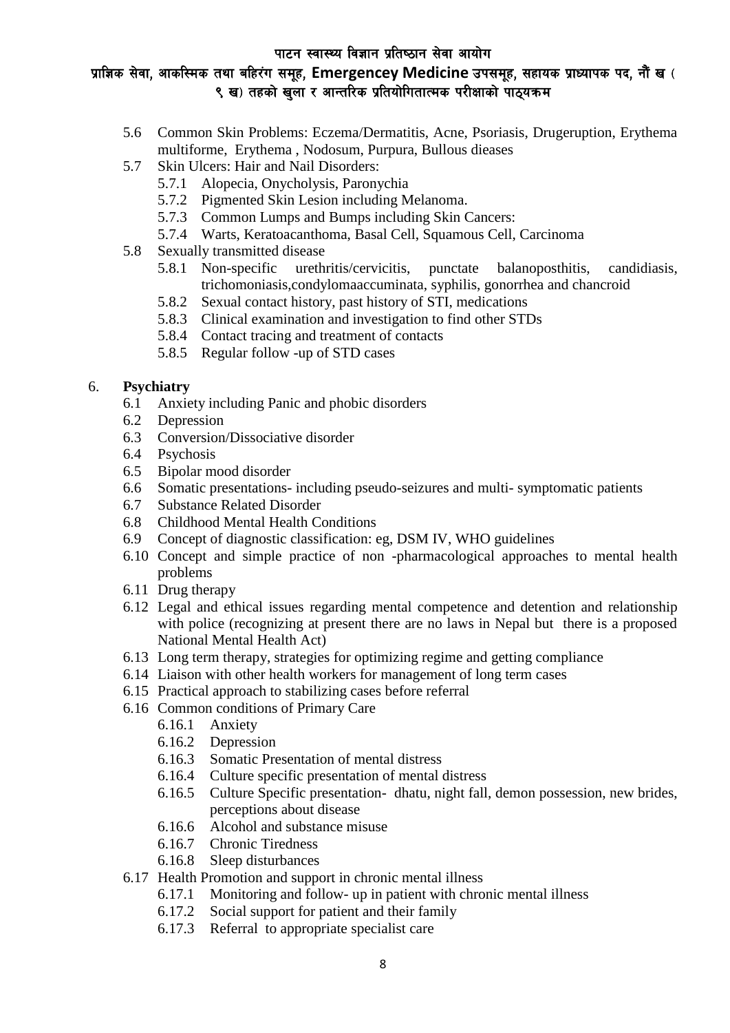- 5.6 Common Skin Problems: Eczema/Dermatitis, Acne, Psoriasis, Drugeruption, Erythema multiforme, Erythema , Nodosum, Purpura, Bullous dieases
- 5.7 Skin Ulcers: Hair and Nail Disorders:
  - 5.7.1 Alopecia, Onycholysis, Paronychia
  - 5.7.2 Pigmented Skin Lesion including Melanoma.
  - 5.7.3 Common Lumps and Bumps including Skin Cancers:
  - 5.7.4 Warts, Keratoacanthoma, Basal Cell, Squamous Cell, Carcinoma
- 5.8 Sexually transmitted disease
  - 5.8.1 Non-specific urethritis/cervicitis, punctate balanoposthitis, candidiasis, trichomoniasis,condylomaaccuminata, syphilis, gonorrhea and chancroid
  - 5.8.2 Sexual contact history, past history of STI, medications
  - 5.8.3 Clinical examination and investigation to find other STDs
  - 5.8.4 Contact tracing and treatment of contacts
  - 5.8.5 Regular follow -up of STD cases

## 6. Psychiatry

- 6.1 Anxiety including Panic and phobic disorders
- 6.2 Depression
- 6.3 Conversion/Dissociative disorder
- 6.4 Psychosis
- 6.5 Bipolar mood disorder
- 6.6 Somatic presentations- including pseudo-seizures and multi- symptomatic patients
- 6.7 Substance Related Disorder
- 6.8 Childhood Mental Health Conditions
- 6.9 Concept of diagnostic classification: eg, DSM IV, WHO guidelines
- 6.10 Concept and simple practice of non -pharmacological approaches to mental health problems
- 6.11 Drug therapy
- 6.12 Legal and ethical issues regarding mental competence and detention and relationship with police (recognizing at present there are no laws in Nepal but there is a proposed National Mental Health Act)
- 6.13 Long term therapy, strategies for optimizing regime and getting compliance
- 6.14 Liaison with other health workers for management of long term cases
- 6.15 Practical approach to stabilizing cases before referral
- 6.16 Common conditions of Primary Care
  - 6.16.1 Anxiety
  - 6.16.2 Depression
  - 6.16.3 Somatic Presentation of mental distress
  - 6.16.4 Culture specific presentation of mental distress
  - 6.16.5 Culture Specific presentation- dhatu, night fall, demon possession, new brides, perceptions about disease
  - 6.16.6 Alcohol and substance misuse
  - 6.16.7 Chronic Tiredness
  - 6.16.8 Sleep disturbances
- 6.17 Health Promotion and support in chronic mental illness
  - 6.17.1 Monitoring and follow- up in patient with chronic mental illness
  - 6.17.2 Social support for patient and their family
  - 6.17.3 Referral to appropriate specialist care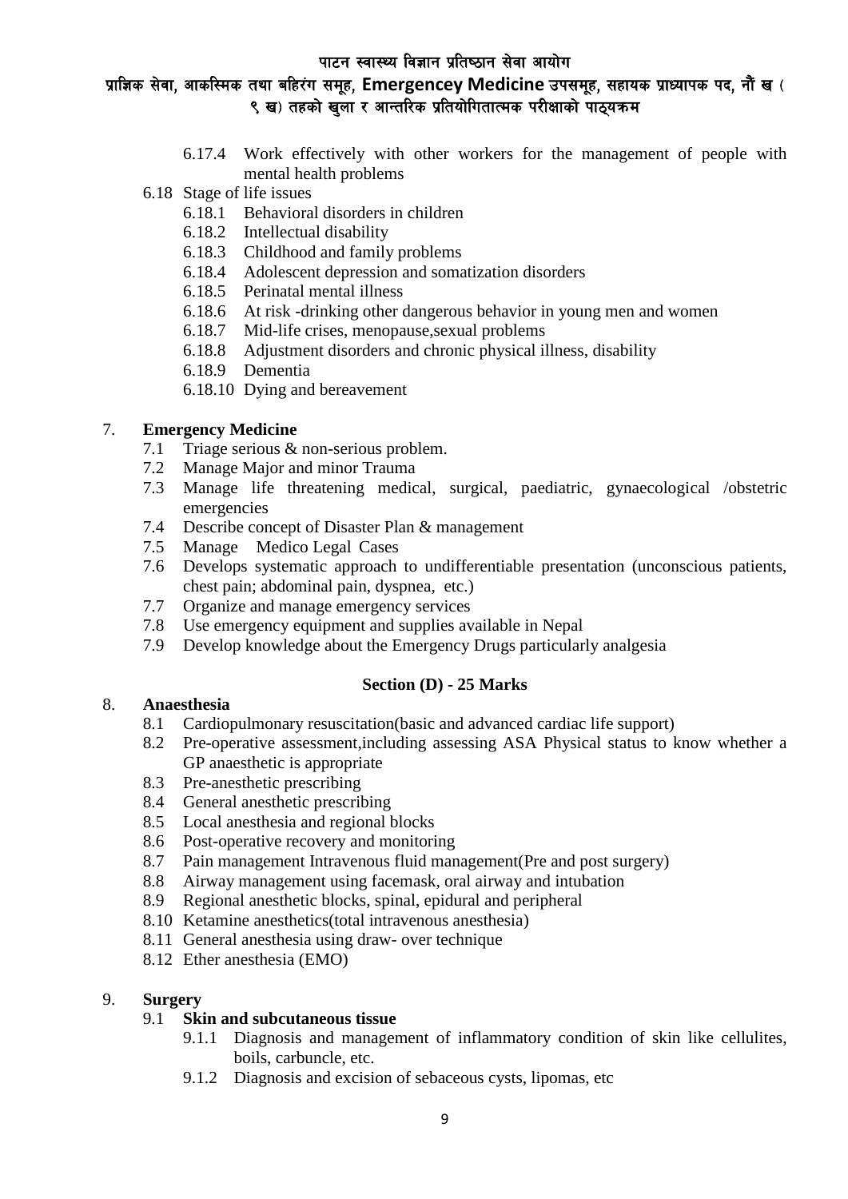- 6.17.4 Work effectively with other workers for the management of people with mental health problems
- 6.18 Stage of life issues
  - 6.18.1 Behavioral disorders in children
  - 6.18.2 Intellectual disability
  - 6.18.3 Childhood and family problems
  - 6.18.4 Adolescent depression and somatization disorders
  - 6.18.5 Perinatal mental illness
  - 6.18.6 At risk -drinking other dangerous behavior in young men and women
  - 6.18.7 Mid-life crises, menopause,sexual problems
  - 6.18.8 Adjustment disorders and chronic physical illness, disability
  - 6.18.9 Dementia
  - 6.18.10 Dying and bereavement

7. **Emergency Medicine**
   - 7.1 Triage serious & non-serious problem.
   - 7.2 Manage Major and minor Trauma
   - 7.3 Manage life threatening medical, surgical, paediatric, gynaecological /obstetric emergencies
   - 7.4 Describe concept of Disaster Plan & management
   - 7.5 Manage Medico Legal Cases
   - 7.6 Develops systematic approach to undifferentiable presentation (unconscious patients, chest pain; abdominal pain, dyspnea, etc.)
   - 7.7 Organize and manage emergency services
   - 7.8 Use emergency equipment and supplies available in Nepal
   - 7.9 Develop knowledge about the Emergency Drugs particularly analgesia

### Section (D) - 25 Marks

8. **Anaesthesia**
   - 8.1 Cardiopulmonary resuscitation(basic and advanced cardiac life support)
   - 8.2 Pre-operative assessment,including assessing ASA Physical status to know whether a GP anaesthetic is appropriate
   - 8.3 Pre-anesthetic prescribing
   - 8.4 General anesthetic prescribing
   - 8.5 Local anesthesia and regional blocks
   - 8.6 Post-operative recovery and monitoring
   - 8.7 Pain management Intravenous fluid management(Pre and post surgery)
   - 8.8 Airway management using facemask, oral airway and intubation
   - 8.9 Regional anesthetic blocks, spinal, epidural and peripheral
   - 8.10 Ketamine anesthetics(total intravenous anesthesia)
   - 8.11 General anesthesia using draw- over technique
   - 8.12 Ether anesthesia (EMO)

9. **Surgery**
   - 9.1 **Skin and subcutaneous tissue**
     - 9.1.1 Diagnosis and management of inflammatory condition of skin like cellulites, boils, carbuncle, etc.
     - 9.1.2 Diagnosis and excision of sebaceous cysts, lipomas, etc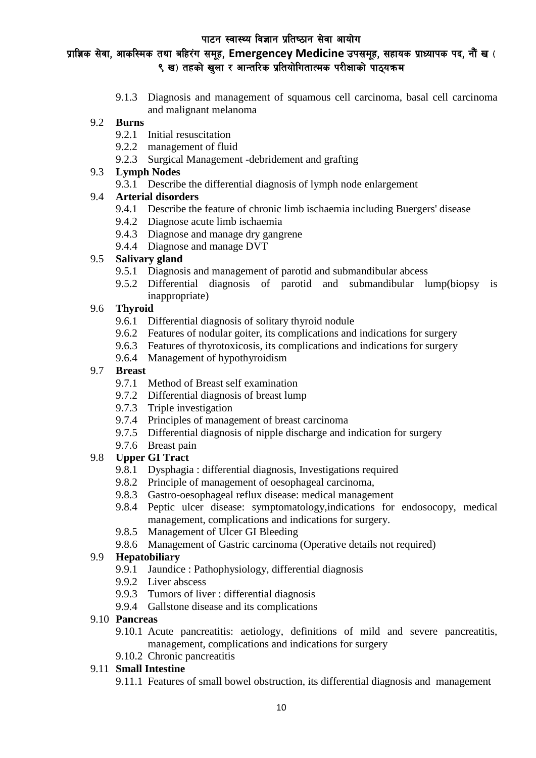9.1.3 Diagnosis and management of squamous cell carcinoma, basal cell carcinoma and malignant melanoma

9.2 **Burns**

9.2.1 Initial resuscitation

9.2.2 management of fluid

9.2.3 Surgical Management -debridement and grafting

9.3 **Lymph Nodes**

9.3.1 Describe the differential diagnosis of lymph node enlargement

9.4 **Arterial disorders**

9.4.1 Describe the feature of chronic limb ischaemia including Buergers' disease

9.4.2 Diagnose acute limb ischaemia

9.4.3 Diagnose and manage dry gangrene

9.4.4 Diagnose and manage DVT

9.5 **Salivary gland**

9.5.1 Diagnosis and management of parotid and submandibular abcess

9.5.2 Differential diagnosis of parotid and submandibular lump(biopsy is inappropriate)

9.6 **Thyroid**

9.6.1 Differential diagnosis of solitary thyroid nodule

9.6.2 Features of nodular goiter, its complications and indications for surgery

9.6.3 Features of thyrotoxicosis, its complications and indications for surgery

9.6.4 Management of hypothyroidism

9.7 **Breast**

9.7.1 Method of Breast self examination

9.7.2 Differential diagnosis of breast lump

9.7.3 Triple investigation

9.7.4 Principles of management of breast carcinoma

9.7.5 Differential diagnosis of nipple discharge and indication for surgery

9.7.6 Breast pain

9.8 **Upper GI Tract**

9.8.1 Dysphagia : differential diagnosis, Investigations required

9.8.2 Principle of management of oesophageal carcinoma,

9.8.3 Gastro-oesophageal reflux disease: medical management

9.8.4 Peptic ulcer disease: symptomatology,indications for endosocopy, medical management, complications and indications for surgery.

9.8.5 Management of Ulcer GI Bleeding

9.8.6 Management of Gastric carcinoma (Operative details not required)

9.9 **Hepatobiliary**

9.9.1 Jaundice : Pathophysiology, differential diagnosis

9.9.2 Liver abscess

9.9.3 Tumors of liver : differential diagnosis

9.9.4 Gallstone disease and its complications

9.10 **Pancreas**

9.10.1 Acute pancreatitis: aetiology, definitions of mild and severe pancreatitis, management, complications and indications for surgery

9.10.2 Chronic pancreatitis

9.11 **Small Intestine**

9.11.1 Features of small bowel obstruction, its differential diagnosis and management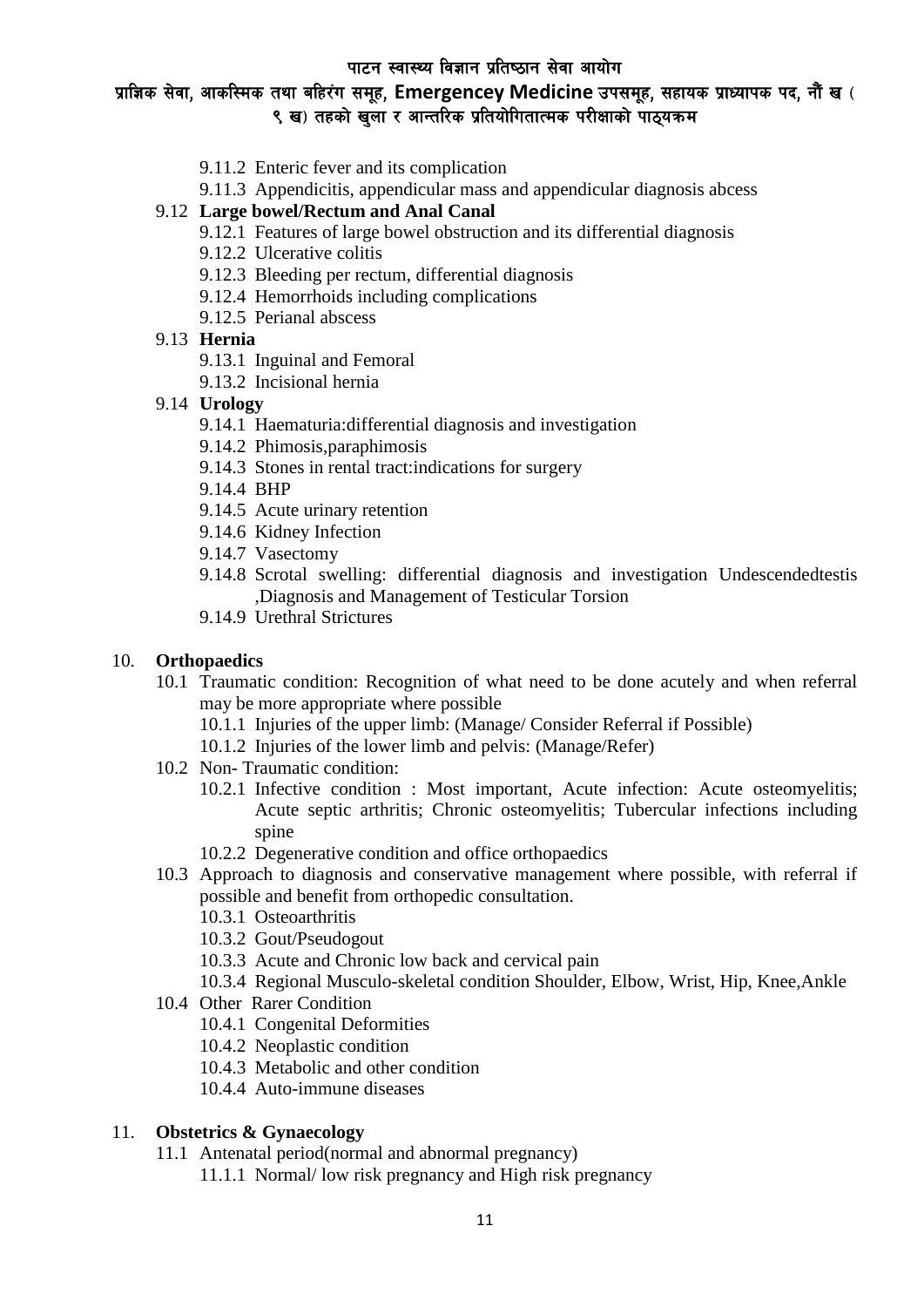- 9.11.2 Enteric fever and its complication
- 9.11.3 Appendicitis, appendicular mass and appendicular diagnosis abcess

9.12 **Large bowel/Rectum and Anal Canal**

- 9.12.1 Features of large bowel obstruction and its differential diagnosis
- 9.12.2 Ulcerative colitis
- 9.12.3 Bleeding per rectum, differential diagnosis
- 9.12.4 Hemorrhoids including complications
- 9.12.5 Perianal abscess

9.13 **Hernia**

- 9.13.1 Inguinal and Femoral
- 9.13.2 Incisional hernia

9.14 **Urology**

- 9.14.1 Haematuria:differential diagnosis and investigation
- 9.14.2 Phimosis,paraphimosis
- 9.14.3 Stones in rental tract:indications for surgery
- 9.14.4 BHP
- 9.14.5 Acute urinary retention
- 9.14.6 Kidney Infection
- 9.14.7 Vasectomy
- 9.14.8 Scrotal swelling: differential diagnosis and investigation Undescendedtestis ,Diagnosis and Management of Testicular Torsion
- 9.14.9 Urethral Strictures

10. **Orthopaedics**

10.1 Traumatic condition: Recognition of what need to be done acutely and when referral may be more appropriate where possible

- 10.1.1 Injuries of the upper limb: (Manage/ Consider Referral if Possible)
- 10.1.2 Injuries of the lower limb and pelvis: (Manage/Refer)

10.2 Non- Traumatic condition:

- 10.2.1 Infective condition : Most important, Acute infection: Acute osteomyelitis; Acute septic arthritis; Chronic osteomyelitis; Tubercular infections including spine
- 10.2.2 Degenerative condition and office orthopaedics

10.3 Approach to diagnosis and conservative management where possible, with referral if possible and benefit from orthopedic consultation.

- 10.3.1 Osteoarthritis
- 10.3.2 Gout/Pseudogout
- 10.3.3 Acute and Chronic low back and cervical pain
- 10.3.4 Regional Musculo-skeletal condition Shoulder, Elbow, Wrist, Hip, Knee,Ankle

10.4 Other Rarer Condition

- 10.4.1 Congenital Deformities
- 10.4.2 Neoplastic condition
- 10.4.3 Metabolic and other condition
- 10.4.4 Auto-immune diseases

11. **Obstetrics & Gynaecology**

11.1 Antenatal period(normal and abnormal pregnancy)

- 11.1.1 Normal/ low risk pregnancy and High risk pregnancy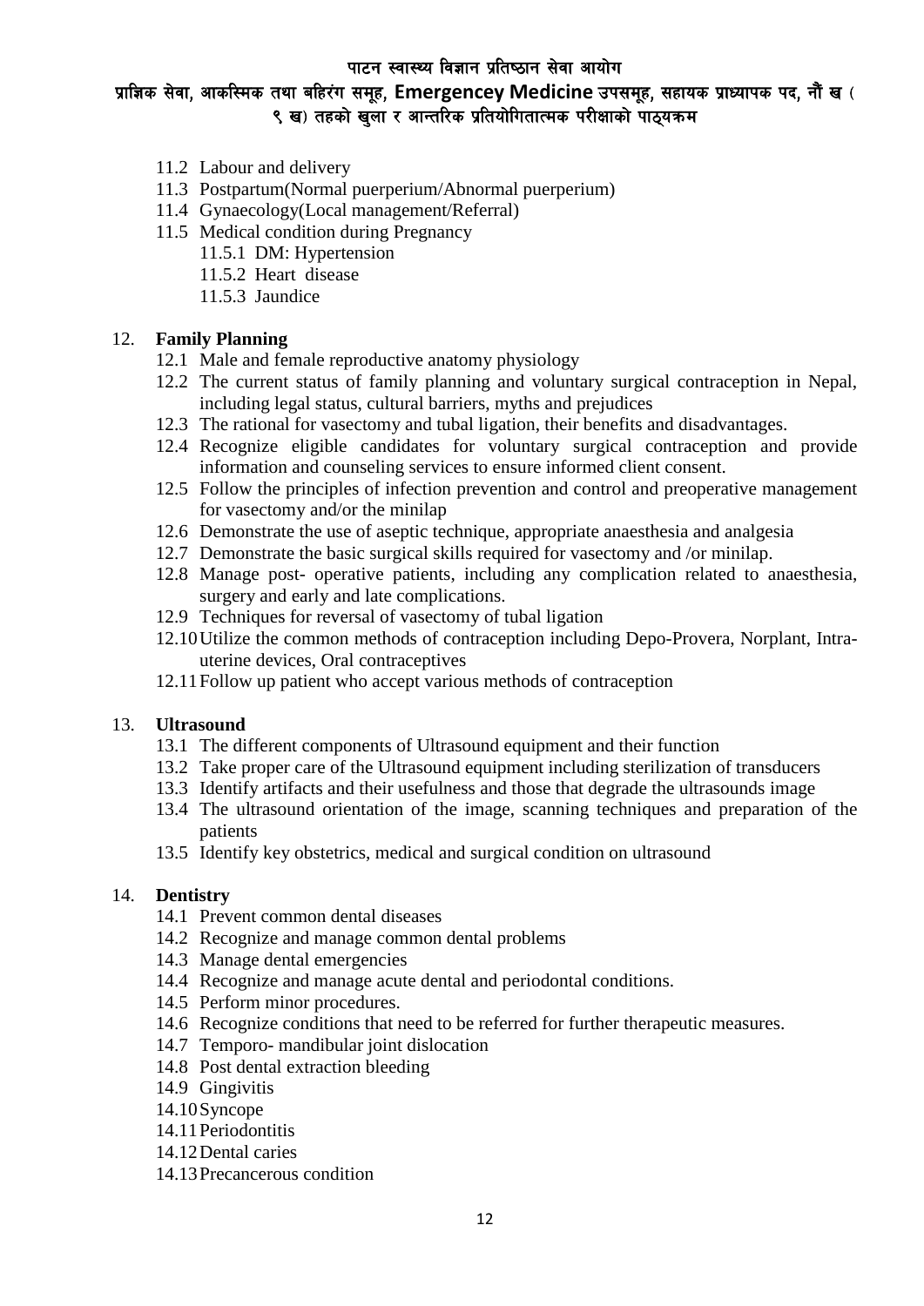- 11.2 Labour and delivery
- 11.3 Postpartum(Normal puerperium/Abnormal puerperium)
- 11.4 Gynaecology(Local management/Referral)
- 11.5 Medical condition during Pregnancy
  - 11.5.1 DM: Hypertension
  - 11.5.2 Heart disease
  - 11.5.3 Jaundice

12. **Family Planning**
    - 12.1 Male and female reproductive anatomy physiology
    - 12.2 The current status of family planning and voluntary surgical contraception in Nepal, including legal status, cultural barriers, myths and prejudices
    - 12.3 The rational for vasectomy and tubal ligation, their benefits and disadvantages.
    - 12.4 Recognize eligible candidates for voluntary surgical contraception and provide information and counseling services to ensure informed client consent.
    - 12.5 Follow the principles of infection prevention and control and preoperative management for vasectomy and/or the minilap
    - 12.6 Demonstrate the use of aseptic technique, appropriate anaesthesia and analgesia
    - 12.7 Demonstrate the basic surgical skills required for vasectomy and /or minilap.
    - 12.8 Manage post- operative patients, including any complication related to anaesthesia, surgery and early and late complications.
    - 12.9 Techniques for reversal of vasectomy of tubal ligation
    - 12.10 Utilize the common methods of contraception including Depo-Provera, Norplant, Intra-uterine devices, Oral contraceptives
    - 12.11 Follow up patient who accept various methods of contraception

13. **Ultrasound**
    - 13.1 The different components of Ultrasound equipment and their function
    - 13.2 Take proper care of the Ultrasound equipment including sterilization of transducers
    - 13.3 Identify artifacts and their usefulness and those that degrade the ultrasounds image
    - 13.4 The ultrasound orientation of the image, scanning techniques and preparation of the patients
    - 13.5 Identify key obstetrics, medical and surgical condition on ultrasound

14. **Dentistry**
    - 14.1 Prevent common dental diseases
    - 14.2 Recognize and manage common dental problems
    - 14.3 Manage dental emergencies
    - 14.4 Recognize and manage acute dental and periodontal conditions.
    - 14.5 Perform minor procedures.
    - 14.6 Recognize conditions that need to be referred for further therapeutic measures.
    - 14.7 Temporo- mandibular joint dislocation
    - 14.8 Post dental extraction bleeding
    - 14.9 Gingivitis
    - 14.10 Syncope
    - 14.11 Periodontitis
    - 14.12 Dental caries
    - 14.13 Precancerous condition